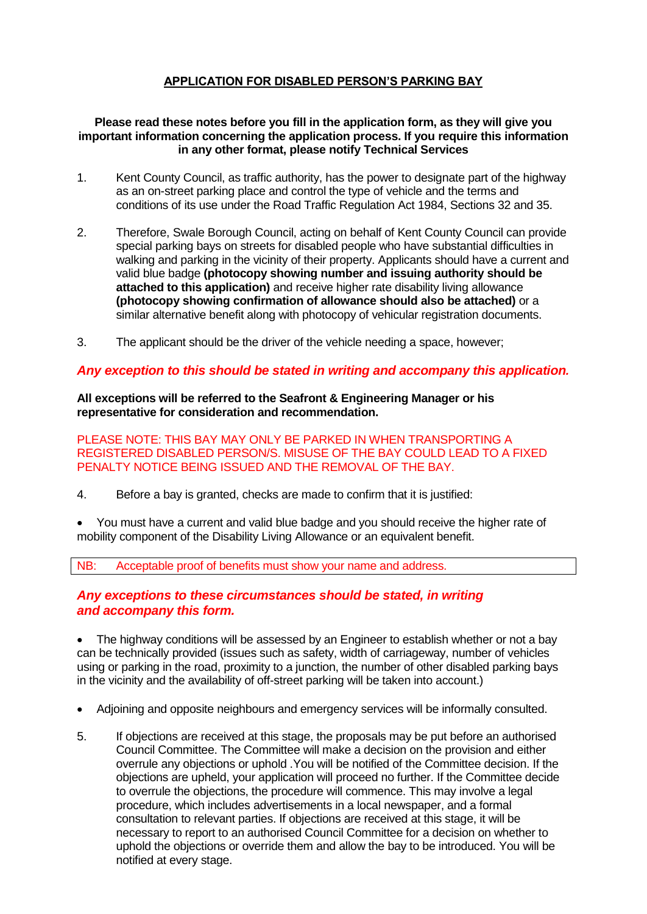# APPLICATION FOR DISABLED PERSON'S PARKING BAY

**Please read these notes before you fill in the application form, as they will give you important information concerning the application process. If you require this information in any other format, please notify Technical Services**

1. Kent County Council, as traffic authority, has the power to designate part of the highway as an on-street parking place and control the type of vehicle and the terms and conditions of its use under the Road Traffic Regulation Act 1984, Sections 32 and 35.

2. Therefore, Swale Borough Council, acting on behalf of Kent County Council can provide special parking bays on streets for disabled people who have substantial difficulties in walking and parking in the vicinity of their property. Applicants should have a current and valid blue badge **(photocopy showing number and issuing authority should be attached to this application)** and receive higher rate disability living allowance **(photocopy showing confirmation of allowance should also be attached)** or a similar alternative benefit along with photocopy of vehicular registration documents.

3. The applicant should be the driver of the vehicle needing a space, however;

***Any exception to this should be stated in writing and accompany this application.***

**All exceptions will be referred to the Seafront & Engineering Manager or his representative for consideration and recommendation.**

PLEASE NOTE: THIS BAY MAY ONLY BE PARKED IN WHEN TRANSPORTING A REGISTERED DISABLED PERSON/S. MISUSE OF THE BAY COULD LEAD TO A FIXED PENALTY NOTICE BEING ISSUED AND THE REMOVAL OF THE BAY.

4. Before a bay is granted, checks are made to confirm that it is justified:

- You must have a current and valid blue badge and you should receive the higher rate of mobility component of the Disability Living Allowance or an equivalent benefit.

NB: Acceptable proof of benefits must show your name and address.

***Any exceptions to these circumstances should be stated, in writing and accompany this form.***

- The highway conditions will be assessed by an Engineer to establish whether or not a bay can be technically provided (issues such as safety, width of carriageway, number of vehicles using or parking in the road, proximity to a junction, the number of other disabled parking bays in the vicinity and the availability of off-street parking will be taken into account.)

- Adjoining and opposite neighbours and emergency services will be informally consulted.

5. If objections are received at this stage, the proposals may be put before an authorised Council Committee. The Committee will make a decision on the provision and either overrule any objections or uphold .You will be notified of the Committee decision. If the objections are upheld, your application will proceed no further. If the Committee decide to overrule the objections, the procedure will commence. This may involve a legal procedure, which includes advertisements in a local newspaper, and a formal consultation to relevant parties. If objections are received at this stage, it will be necessary to report to an authorised Council Committee for a decision on whether to uphold the objections or override them and allow the bay to be introduced. You will be notified at every stage.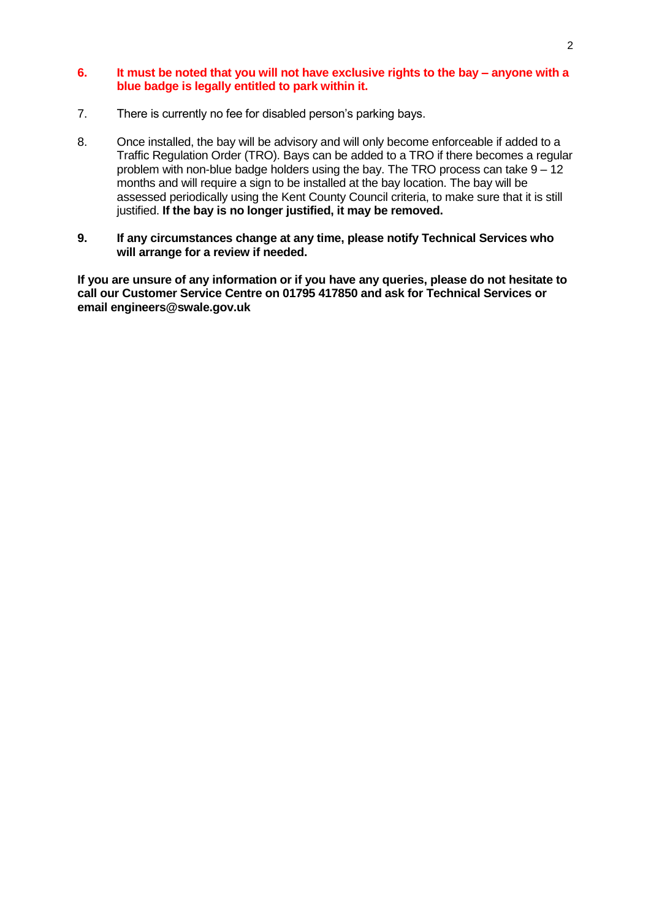6. **It must be noted that you will not have exclusive rights to the bay – anyone with a blue badge is legally entitled to park within it.**

7. There is currently no fee for disabled person's parking bays.

8. Once installed, the bay will be advisory and will only become enforceable if added to a Traffic Regulation Order (TRO). Bays can be added to a TRO if there becomes a regular problem with non-blue badge holders using the bay. The TRO process can take 9 – 12 months and will require a sign to be installed at the bay location. The bay will be assessed periodically using the Kent County Council criteria, to make sure that it is still justified. **If the bay is no longer justified, it may be removed.**

9. **If any circumstances change at any time, please notify Technical Services who will arrange for a review if needed.**

**If you are unsure of any information or if you have any queries, please do not hesitate to call our Customer Service Centre on 01795 417850 and ask for Technical Services or email engineers@swale.gov.uk**